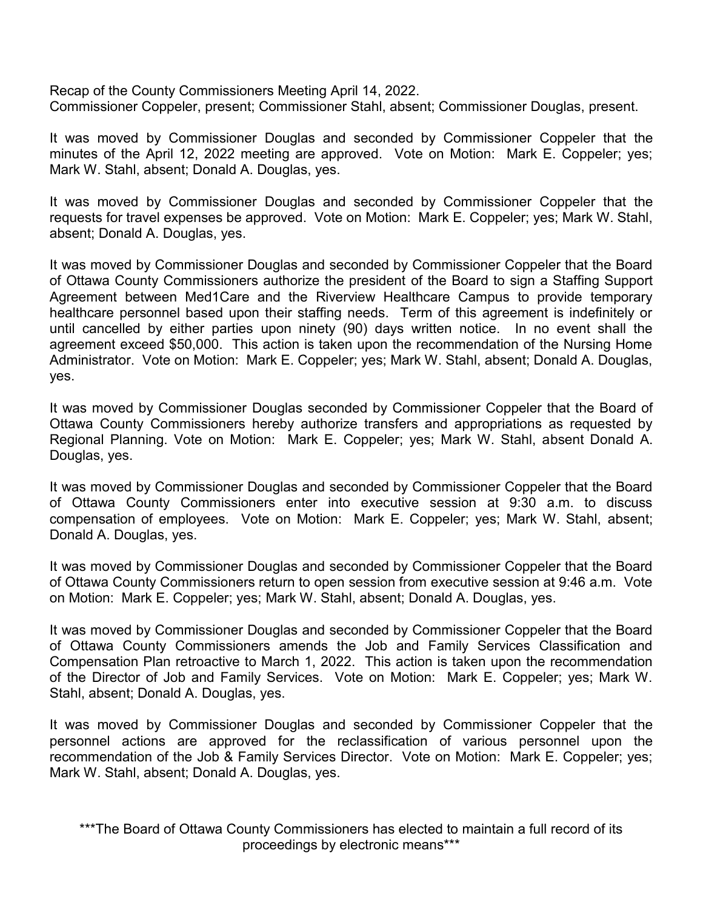Recap of the County Commissioners Meeting April 14, 2022.
Commissioner Coppeler, present; Commissioner Stahl, absent; Commissioner Douglas, present.

It was moved by Commissioner Douglas and seconded by Commissioner Coppeler that the minutes of the April 12, 2022 meeting are approved. Vote on Motion: Mark E. Coppeler; yes; Mark W. Stahl, absent; Donald A. Douglas, yes.

It was moved by Commissioner Douglas and seconded by Commissioner Coppeler that the requests for travel expenses be approved. Vote on Motion: Mark E. Coppeler; yes; Mark W. Stahl, absent; Donald A. Douglas, yes.

It was moved by Commissioner Douglas and seconded by Commissioner Coppeler that the Board of Ottawa County Commissioners authorize the president of the Board to sign a Staffing Support Agreement between Med1Care and the Riverview Healthcare Campus to provide temporary healthcare personnel based upon their staffing needs. Term of this agreement is indefinitely or until cancelled by either parties upon ninety (90) days written notice. In no event shall the agreement exceed $50,000. This action is taken upon the recommendation of the Nursing Home Administrator. Vote on Motion: Mark E. Coppeler; yes; Mark W. Stahl, absent; Donald A. Douglas, yes.

It was moved by Commissioner Douglas seconded by Commissioner Coppeler that the Board of Ottawa County Commissioners hereby authorize transfers and appropriations as requested by Regional Planning. Vote on Motion: Mark E. Coppeler; yes; Mark W. Stahl, absent Donald A. Douglas, yes.

It was moved by Commissioner Douglas and seconded by Commissioner Coppeler that the Board of Ottawa County Commissioners enter into executive session at 9:30 a.m. to discuss compensation of employees. Vote on Motion: Mark E. Coppeler; yes; Mark W. Stahl, absent; Donald A. Douglas, yes.

It was moved by Commissioner Douglas and seconded by Commissioner Coppeler that the Board of Ottawa County Commissioners return to open session from executive session at 9:46 a.m. Vote on Motion: Mark E. Coppeler; yes; Mark W. Stahl, absent; Donald A. Douglas, yes.

It was moved by Commissioner Douglas and seconded by Commissioner Coppeler that the Board of Ottawa County Commissioners amends the Job and Family Services Classification and Compensation Plan retroactive to March 1, 2022. This action is taken upon the recommendation of the Director of Job and Family Services. Vote on Motion: Mark E. Coppeler; yes; Mark W. Stahl, absent; Donald A. Douglas, yes.

It was moved by Commissioner Douglas and seconded by Commissioner Coppeler that the personnel actions are approved for the reclassification of various personnel upon the recommendation of the Job & Family Services Director. Vote on Motion: Mark E. Coppeler; yes; Mark W. Stahl, absent; Donald A. Douglas, yes.

***The Board of Ottawa County Commissioners has elected to maintain a full record of its proceedings by electronic means***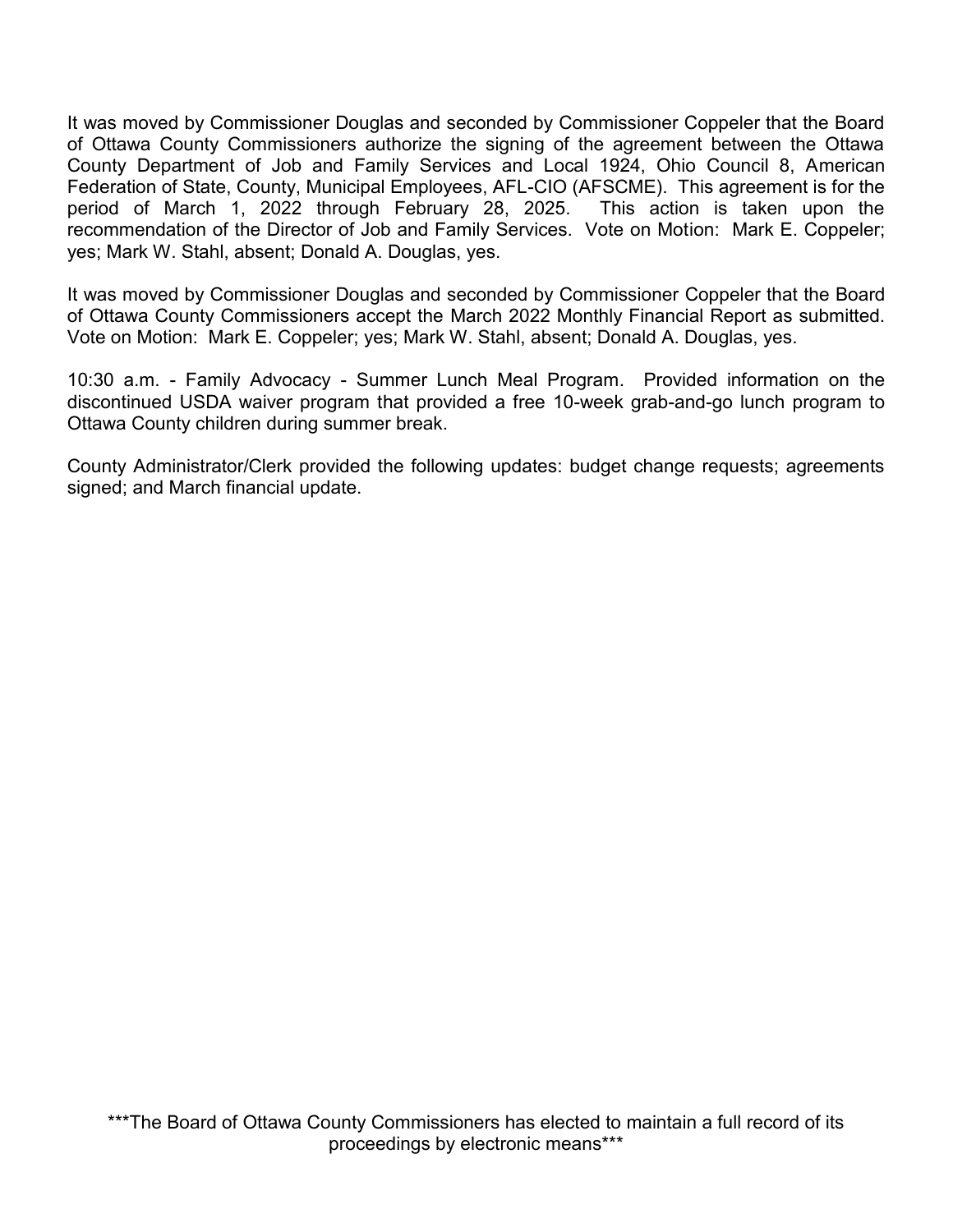It was moved by Commissioner Douglas and seconded by Commissioner Coppeler that the Board of Ottawa County Commissioners authorize the signing of the agreement between the Ottawa County Department of Job and Family Services and Local 1924, Ohio Council 8, American Federation of State, County, Municipal Employees, AFL-CIO (AFSCME). This agreement is for the period of March 1, 2022 through February 28, 2025. This action is taken upon the recommendation of the Director of Job and Family Services. Vote on Motion: Mark E. Coppeler; yes; Mark W. Stahl, absent; Donald A. Douglas, yes.

It was moved by Commissioner Douglas and seconded by Commissioner Coppeler that the Board of Ottawa County Commissioners accept the March 2022 Monthly Financial Report as submitted. Vote on Motion: Mark E. Coppeler; yes; Mark W. Stahl, absent; Donald A. Douglas, yes.

10:30 a.m. - Family Advocacy - Summer Lunch Meal Program. Provided information on the discontinued USDA waiver program that provided a free 10-week grab-and-go lunch program to Ottawa County children during summer break.

County Administrator/Clerk provided the following updates: budget change requests; agreements signed; and March financial update.

***The Board of Ottawa County Commissioners has elected to maintain a full record of its proceedings by electronic means***